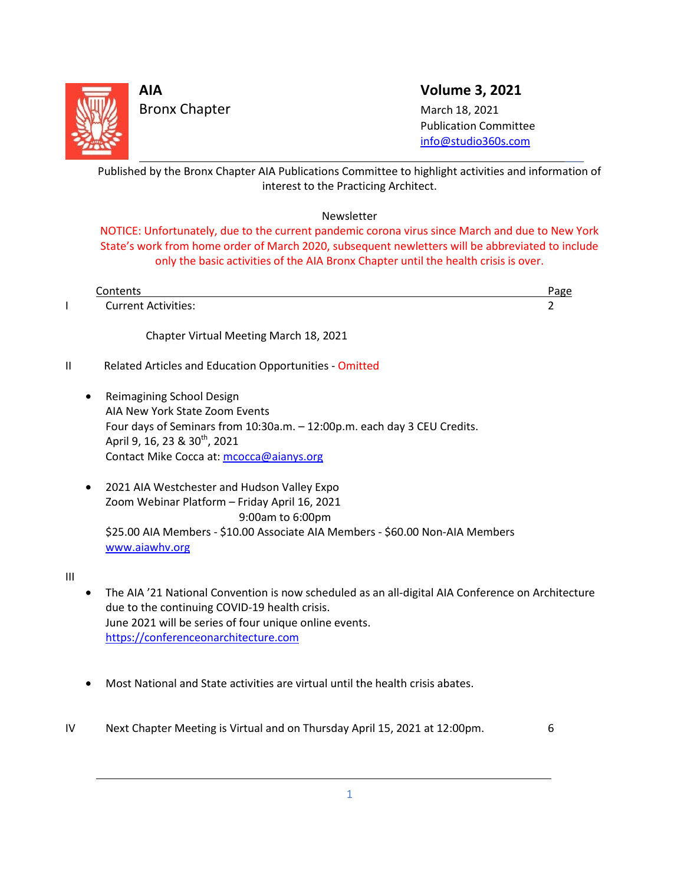**AIA**
Bronx Chapter

**Volume 3, 2021**
March 18, 2021
Publication Committee
info@studio360s.com

Published by the Bronx Chapter AIA Publications Committee to highlight activities and information of interest to the Practicing Architect.

Newsletter

NOTICE: Unfortunately, due to the current pandemic corona virus since March and due to New York State's work from home order of March 2020, subsequent newletters will be abbreviated to include only the basic activities of the AIA Bronx Chapter until the health crisis is over.

| | Contents | Page |
|---|---|---|
| I | Current Activities: | 2 |
| | Chapter Virtual Meeting March 18, 2021 | |
| II | Related Articles and Education Opportunities - Omitted | |

- Reimagining School Design
  AIA New York State Zoom Events
  Four days of Seminars from 10:30a.m. – 12:00p.m. each day 3 CEU Credits.
  April 9, 16, 23 & 30th, 2021
  Contact Mike Cocca at: mcocca@aianys.org

- 2021 AIA Westchester and Hudson Valley Expo
  Zoom Webinar Platform – Friday April 16, 2021
  9:00am to 6:00pm
  $25.00 AIA Members - $10.00 Associate AIA Members - $60.00 Non-AIA Members
  www.aiawhv.org

III

- The AIA '21 National Convention is now scheduled as an all-digital AIA Conference on Architecture due to the continuing COVID-19 health crisis.
  June 2021 will be series of four unique online events.
  https://conferenceonarchitecture.com

- Most National and State activities are virtual until the health crisis abates.

| | | |
|---|---|---|
| IV | Next Chapter Meeting is Virtual and on Thursday April 15, 2021 at 12:00pm. | 6 |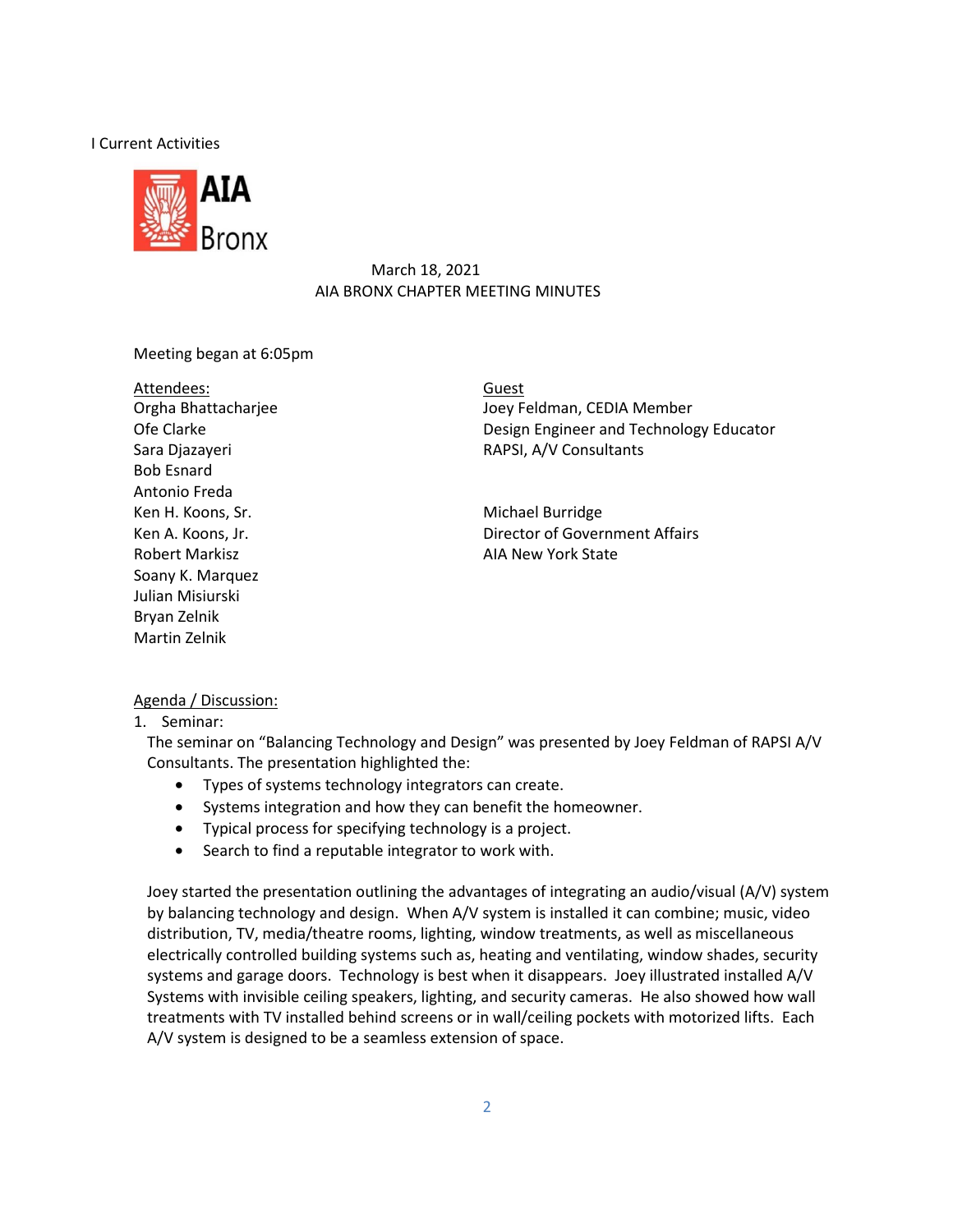I Current Activities

AIA Bronx

March 18, 2021
AIA BRONX CHAPTER MEETING MINUTES

Meeting began at 6:05pm

Attendees:
Orgha Bhattacharjee
Ofe Clarke
Sara Djazayeri
Bob Esnard
Antonio Freda
Ken H. Koons, Sr.
Ken A. Koons, Jr.
Robert Markisz
Soany K. Marquez
Julian Misiurski
Bryan Zelnik
Martin Zelnik

Guest
Joey Feldman, CEDIA Member
Design Engineer and Technology Educator
RAPSI, A/V Consultants

Michael Burridge
Director of Government Affairs
AIA New York State

Agenda / Discussion:

1. Seminar:
   The seminar on "Balancing Technology and Design" was presented by Joey Feldman of RAPSI A/V Consultants. The presentation highlighted the:
   - Types of systems technology integrators can create.
   - Systems integration and how they can benefit the homeowner.
   - Typical process for specifying technology is a project.
   - Search to find a reputable integrator to work with.

   Joey started the presentation outlining the advantages of integrating an audio/visual (A/V) system by balancing technology and design. When A/V system is installed it can combine; music, video distribution, TV, media/theatre rooms, lighting, window treatments, as well as miscellaneous electrically controlled building systems such as, heating and ventilating, window shades, security systems and garage doors. Technology is best when it disappears. Joey illustrated installed A/V Systems with invisible ceiling speakers, lighting, and security cameras. He also showed how wall treatments with TV installed behind screens or in wall/ceiling pockets with motorized lifts. Each A/V system is designed to be a seamless extension of space.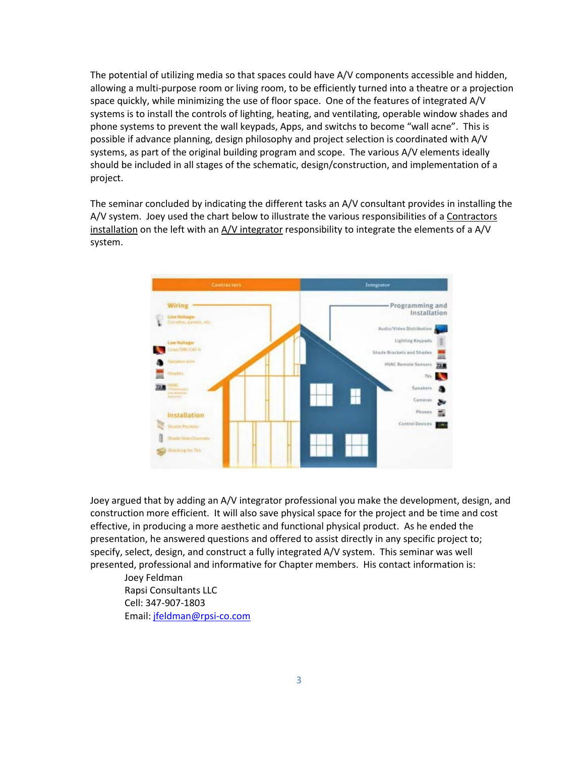The potential of utilizing media so that spaces could have A/V components accessible and hidden, allowing a multi-purpose room or living room, to be efficiently turned into a theatre or a projection space quickly, while minimizing the use of floor space. One of the features of integrated A/V systems is to install the controls of lighting, heating, and ventilating, operable window shades and phone systems to prevent the wall keypads, Apps, and switchs to become "wall acne". This is possible if advance planning, design philosophy and project selection is coordinated with A/V systems, as part of the original building program and scope. The various A/V elements ideally should be included in all stages of the schematic, design/construction, and implementation of a project.

The seminar concluded by indicating the different tasks an A/V consultant provides in installing the A/V system. Joey used the chart below to illustrate the various responsibilities of a Contractors installation on the left with an A/V integrator responsibility to integrate the elements of a A/V system.

Joey argued that by adding an A/V integrator professional you make the development, design, and construction more efficient. It will also save physical space for the project and be time and cost effective, in producing a more aesthetic and functional physical product. As he ended the presentation, he answered questions and offered to assist directly in any specific project to; specify, select, design, and construct a fully integrated A/V system. This seminar was well presented, professional and informative for Chapter members. His contact information is:

Joey Feldman
Rapsi Consultants LLC
Cell: 347-907-1803
Email: jfeldman@rpsi-co.com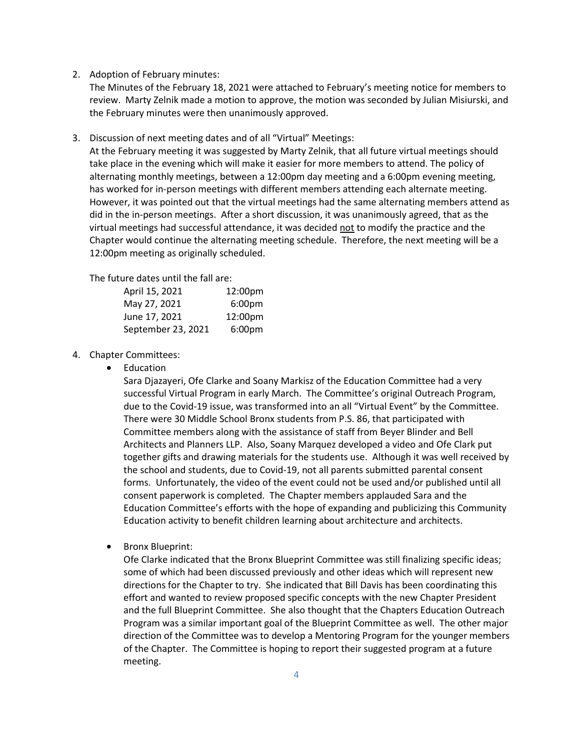2. Adoption of February minutes:
   The Minutes of the February 18, 2021 were attached to February's meeting notice for members to review. Marty Zelnik made a motion to approve, the motion was seconded by Julian Misiurski, and the February minutes were then unanimously approved.

3. Discussion of next meeting dates and of all "Virtual" Meetings:
   At the February meeting it was suggested by Marty Zelnik, that all future virtual meetings should take place in the evening which will make it easier for more members to attend. The policy of alternating monthly meetings, between a 12:00pm day meeting and a 6:00pm evening meeting, has worked for in-person meetings with different members attending each alternate meeting. However, it was pointed out that the virtual meetings had the same alternating members attend as did in the in-person meetings. After a short discussion, it was unanimously agreed, that as the virtual meetings had successful attendance, it was decided <u>not</u> to modify the practice and the Chapter would continue the alternating meeting schedule. Therefore, the next meeting will be a 12:00pm meeting as originally scheduled.

   The future dates until the fall are:

   | | |
   |---|---|
   | April 15, 2021 | 12:00pm |
   | May 27, 2021 | 6:00pm |
   | June 17, 2021 | 12:00pm |
   | September 23, 2021 | 6:00pm |

4. Chapter Committees:
   - Education
     Sara Djazayeri, Ofe Clarke and Soany Markisz of the Education Committee had a very successful Virtual Program in early March. The Committee's original Outreach Program, due to the Covid-19 issue, was transformed into an all "Virtual Event" by the Committee. There were 30 Middle School Bronx students from P.S. 86, that participated with Committee members along with the assistance of staff from Beyer Blinder and Bell Architects and Planners LLP. Also, Soany Marquez developed a video and Ofe Clark put together gifts and drawing materials for the students use. Although it was well received by the school and students, due to Covid-19, not all parents submitted parental consent forms. Unfortunately, the video of the event could not be used and/or published until all consent paperwork is completed. The Chapter members applauded Sara and the Education Committee's efforts with the hope of expanding and publicizing this Community Education activity to benefit children learning about architecture and architects.

   - Bronx Blueprint:
     Ofe Clarke indicated that the Bronx Blueprint Committee was still finalizing specific ideas; some of which had been discussed previously and other ideas which will represent new directions for the Chapter to try. She indicated that Bill Davis has been coordinating this effort and wanted to review proposed specific concepts with the new Chapter President and the full Blueprint Committee. She also thought that the Chapters Education Outreach Program was a similar important goal of the Blueprint Committee as well. The other major direction of the Committee was to develop a Mentoring Program for the younger members of the Chapter. The Committee is hoping to report their suggested program at a future meeting.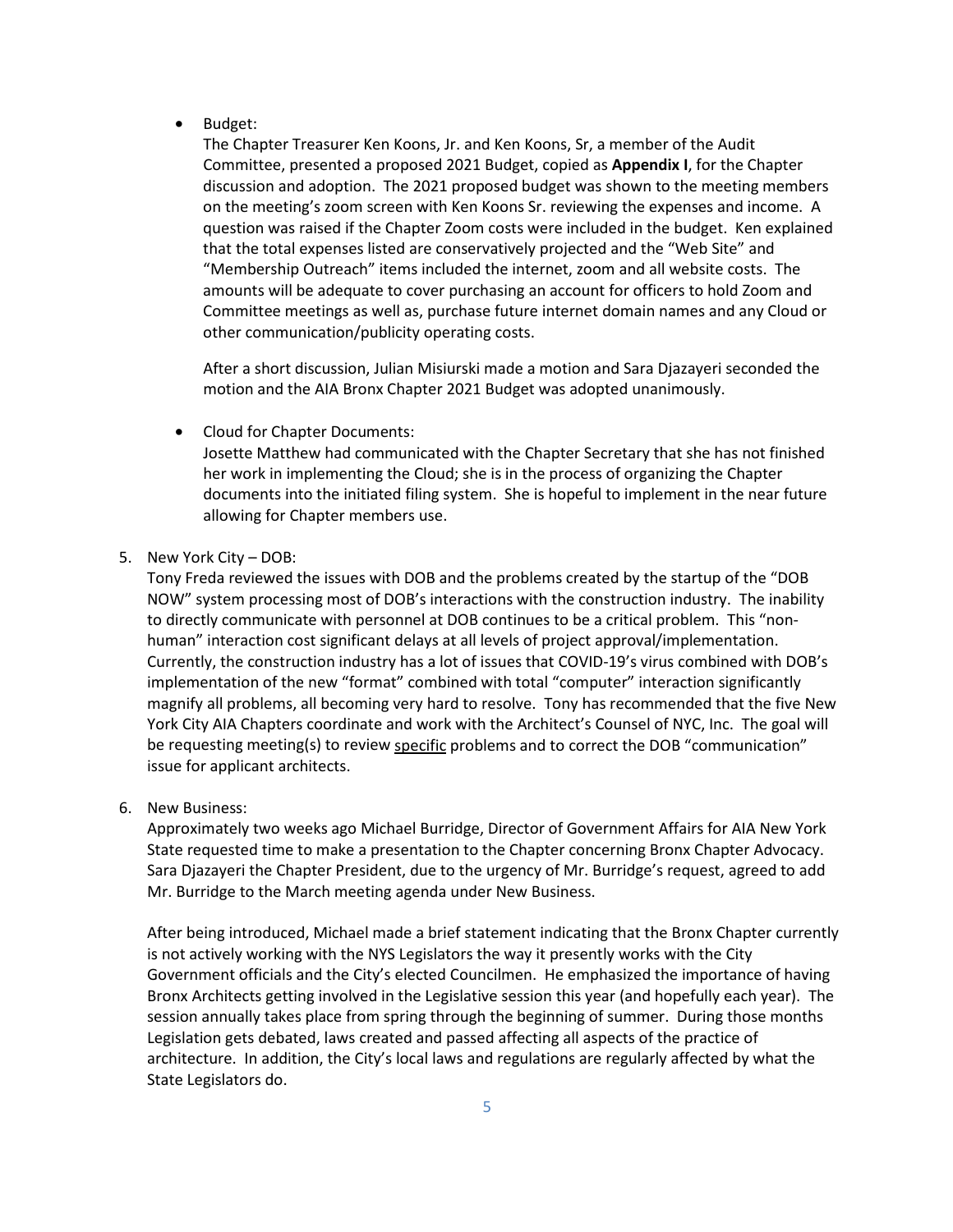- Budget:
  The Chapter Treasurer Ken Koons, Jr. and Ken Koons, Sr, a member of the Audit Committee, presented a proposed 2021 Budget, copied as **Appendix I**, for the Chapter discussion and adoption. The 2021 proposed budget was shown to the meeting members on the meeting's zoom screen with Ken Koons Sr. reviewing the expenses and income. A question was raised if the Chapter Zoom costs were included in the budget. Ken explained that the total expenses listed are conservatively projected and the "Web Site" and "Membership Outreach" items included the internet, zoom and all website costs. The amounts will be adequate to cover purchasing an account for officers to hold Zoom and Committee meetings as well as, purchase future internet domain names and any Cloud or other communication/publicity operating costs.

  After a short discussion, Julian Misiurski made a motion and Sara Djazayeri seconded the motion and the AIA Bronx Chapter 2021 Budget was adopted unanimously.

- Cloud for Chapter Documents:
  Josette Matthew had communicated with the Chapter Secretary that she has not finished her work in implementing the Cloud; she is in the process of organizing the Chapter documents into the initiated filing system. She is hopeful to implement in the near future allowing for Chapter members use.

5. New York City – DOB:
   Tony Freda reviewed the issues with DOB and the problems created by the startup of the "DOB NOW" system processing most of DOB's interactions with the construction industry. The inability to directly communicate with personnel at DOB continues to be a critical problem. This "non-human" interaction cost significant delays at all levels of project approval/implementation. Currently, the construction industry has a lot of issues that COVID-19's virus combined with DOB's implementation of the new "format" combined with total "computer" interaction significantly magnify all problems, all becoming very hard to resolve. Tony has recommended that the five New York City AIA Chapters coordinate and work with the Architect's Counsel of NYC, Inc. The goal will be requesting meeting(s) to review <u>specific</u> problems and to correct the DOB "communication" issue for applicant architects.

6. New Business:
   Approximately two weeks ago Michael Burridge, Director of Government Affairs for AIA New York State requested time to make a presentation to the Chapter concerning Bronx Chapter Advocacy. Sara Djazayeri the Chapter President, due to the urgency of Mr. Burridge's request, agreed to add Mr. Burridge to the March meeting agenda under New Business.

   After being introduced, Michael made a brief statement indicating that the Bronx Chapter currently is not actively working with the NYS Legislators the way it presently works with the City Government officials and the City's elected Councilmen. He emphasized the importance of having Bronx Architects getting involved in the Legislative session this year (and hopefully each year). The session annually takes place from spring through the beginning of summer. During those months Legislation gets debated, laws created and passed affecting all aspects of the practice of architecture. In addition, the City's local laws and regulations are regularly affected by what the State Legislators do.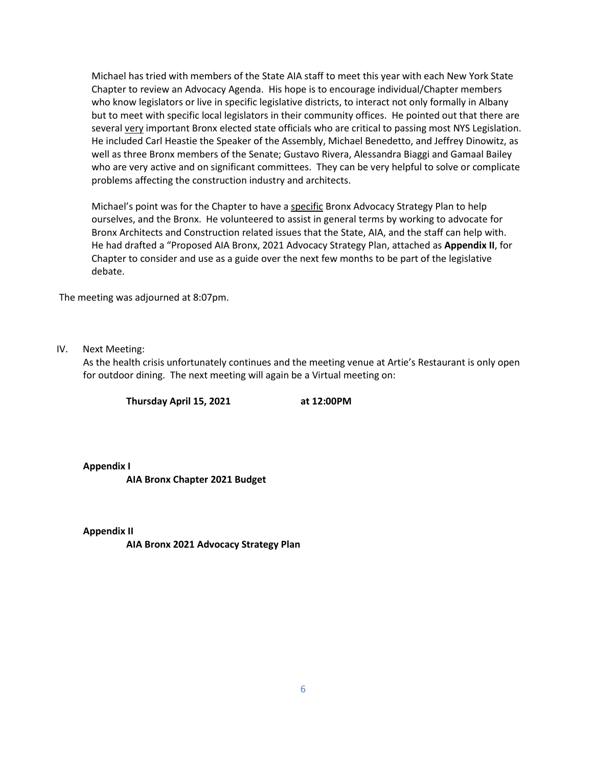Michael has tried with members of the State AIA staff to meet this year with each New York State Chapter to review an Advocacy Agenda. His hope is to encourage individual/Chapter members who know legislators or live in specific legislative districts, to interact not only formally in Albany but to meet with specific local legislators in their community offices. He pointed out that there are several <u>very</u> important Bronx elected state officials who are critical to passing most NYS Legislation. He included Carl Heastie the Speaker of the Assembly, Michael Benedetto, and Jeffrey Dinowitz, as well as three Bronx members of the Senate; Gustavo Rivera, Alessandra Biaggi and Gamaal Bailey who are very active and on significant committees. They can be very helpful to solve or complicate problems affecting the construction industry and architects.

Michael's point was for the Chapter to have a <u>specific</u> Bronx Advocacy Strategy Plan to help ourselves, and the Bronx. He volunteered to assist in general terms by working to advocate for Bronx Architects and Construction related issues that the State, AIA, and the staff can help with. He had drafted a "Proposed AIA Bronx, 2021 Advocacy Strategy Plan, attached as **Appendix II**, for Chapter to consider and use as a guide over the next few months to be part of the legislative debate.

The meeting was adjourned at 8:07pm.

IV. Next Meeting:

As the health crisis unfortunately continues and the meeting venue at Artie's Restaurant is only open for outdoor dining. The next meeting will again be a Virtual meeting on:

**Thursday April 15, 2021 at 12:00PM**

**Appendix I**

**AIA Bronx Chapter 2021 Budget**

**Appendix II**

**AIA Bronx 2021 Advocacy Strategy Plan**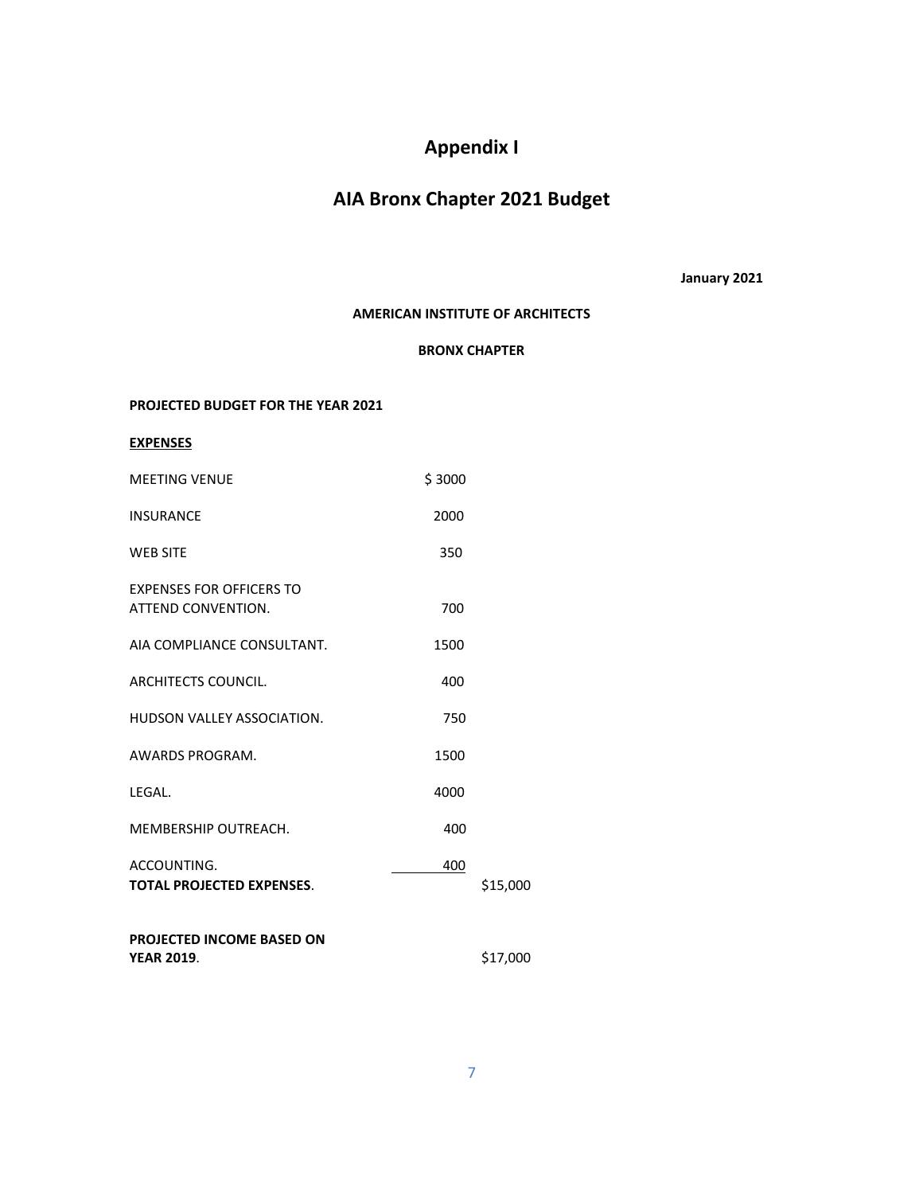# Appendix I

# AIA Bronx Chapter 2021 Budget

**January 2021**

**AMERICAN INSTITUTE OF ARCHITECTS**

**BRONX CHAPTER**

**PROJECTED BUDGET FOR THE YEAR 2021**

**EXPENSES**

| | | |
|---|---|---|
| MEETING VENUE | $ 3000 | |
| INSURANCE | 2000 | |
| WEB SITE | 350 | |
| EXPENSES FOR OFFICERS TO ATTEND CONVENTION. | 700 | |
| AIA COMPLIANCE CONSULTANT. | 1500 | |
| ARCHITECTS COUNCIL. | 400 | |
| HUDSON VALLEY ASSOCIATION. | 750 | |
| AWARDS PROGRAM. | 1500 | |
| LEGAL. | 4000 | |
| MEMBERSHIP OUTREACH. | 400 | |
| ACCOUNTING. | 400 | |
| **TOTAL PROJECTED EXPENSES**. | | $15,000 |
| **PROJECTED INCOME BASED ON YEAR 2019**. | | $17,000 |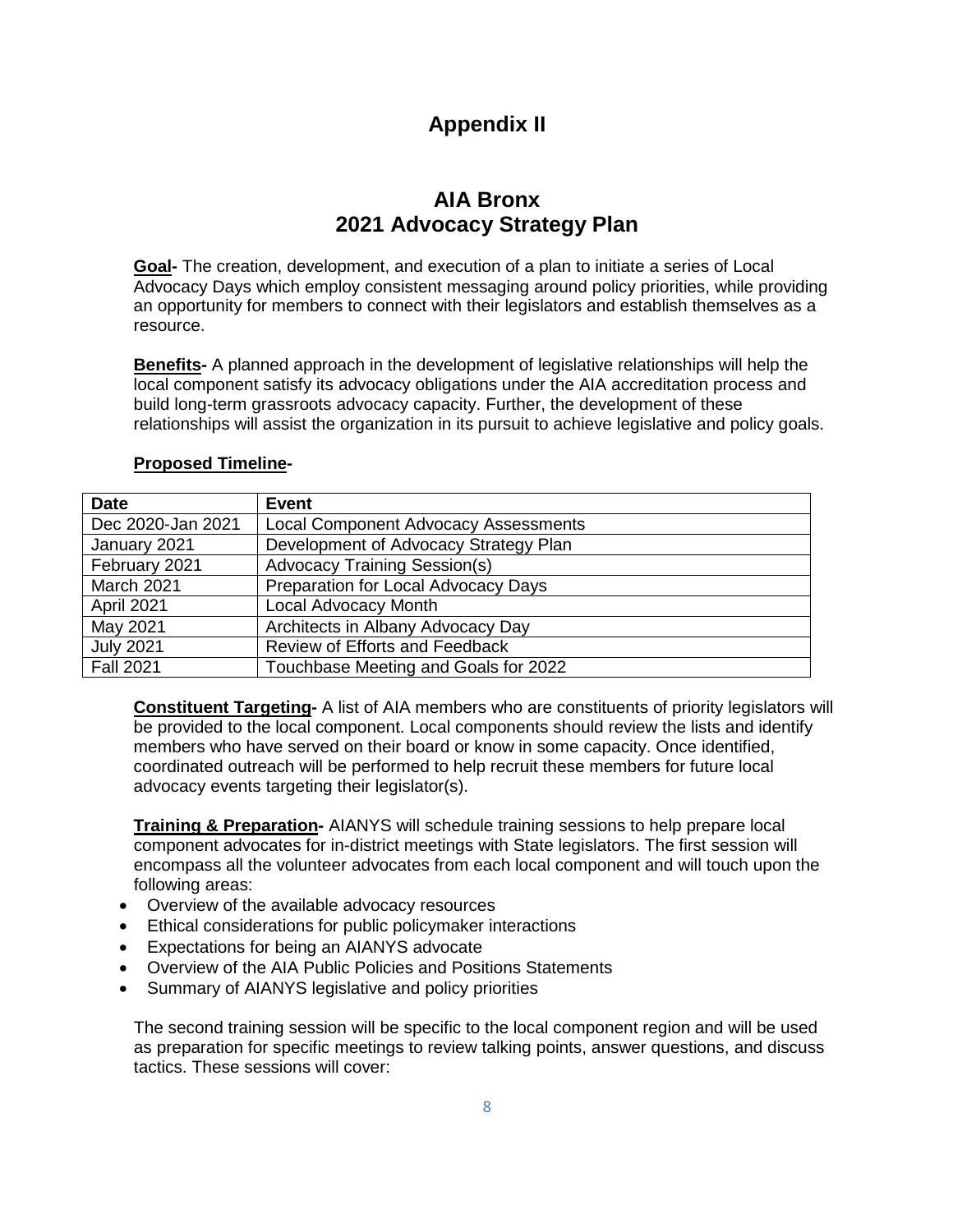# Appendix II

## AIA Bronx
## 2021 Advocacy Strategy Plan

**Goal-** The creation, development, and execution of a plan to initiate a series of Local Advocacy Days which employ consistent messaging around policy priorities, while providing an opportunity for members to connect with their legislators and establish themselves as a resource.

**Benefits-** A planned approach in the development of legislative relationships will help the local component satisfy its advocacy obligations under the AIA accreditation process and build long-term grassroots advocacy capacity. Further, the development of these relationships will assist the organization in its pursuit to achieve legislative and policy goals.

**Proposed Timeline-**

| Date | Event |
| --- | --- |
| Dec 2020-Jan 2021 | Local Component Advocacy Assessments |
| January 2021 | Development of Advocacy Strategy Plan |
| February 2021 | Advocacy Training Session(s) |
| March 2021 | Preparation for Local Advocacy Days |
| April 2021 | Local Advocacy Month |
| May 2021 | Architects in Albany Advocacy Day |
| July 2021 | Review of Efforts and Feedback |
| Fall 2021 | Touchbase Meeting and Goals for 2022 |

**Constituent Targeting-** A list of AIA members who are constituents of priority legislators will be provided to the local component. Local components should review the lists and identify members who have served on their board or know in some capacity. Once identified, coordinated outreach will be performed to help recruit these members for future local advocacy events targeting their legislator(s).

**Training & Preparation-** AIANYS will schedule training sessions to help prepare local component advocates for in-district meetings with State legislators. The first session will encompass all the volunteer advocates from each local component and will touch upon the following areas:

- Overview of the available advocacy resources
- Ethical considerations for public policymaker interactions
- Expectations for being an AIANYS advocate
- Overview of the AIA Public Policies and Positions Statements
- Summary of AIANYS legislative and policy priorities

The second training session will be specific to the local component region and will be used as preparation for specific meetings to review talking points, answer questions, and discuss tactics. These sessions will cover: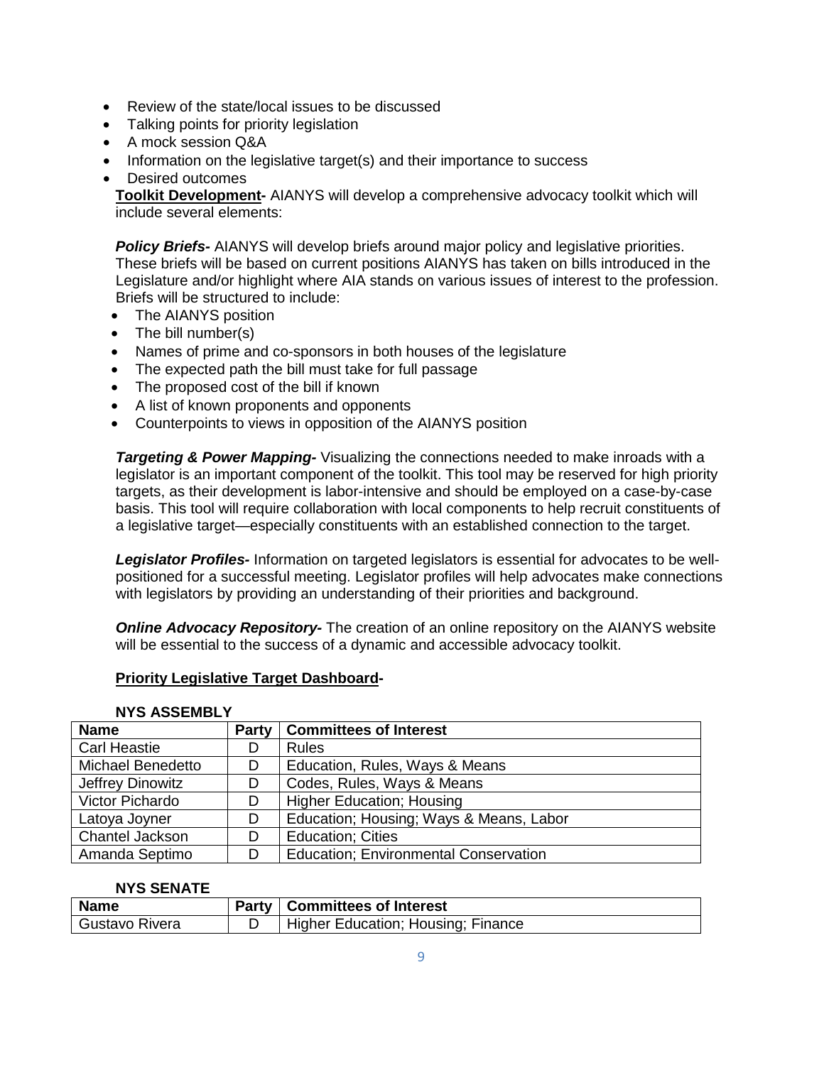- Review of the state/local issues to be discussed
- Talking points for priority legislation
- A mock session Q&A
- Information on the legislative target(s) and their importance to success
- Desired outcomes

**Toolkit Development-** AIANYS will develop a comprehensive advocacy toolkit which will include several elements:

***Policy Briefs-*** AIANYS will develop briefs around major policy and legislative priorities. These briefs will be based on current positions AIANYS has taken on bills introduced in the Legislature and/or highlight where AIA stands on various issues of interest to the profession. Briefs will be structured to include:

- The AIANYS position
- The bill number(s)
- Names of prime and co-sponsors in both houses of the legislature
- The expected path the bill must take for full passage
- The proposed cost of the bill if known
- A list of known proponents and opponents
- Counterpoints to views in opposition of the AIANYS position

***Targeting & Power Mapping-*** Visualizing the connections needed to make inroads with a legislator is an important component of the toolkit. This tool may be reserved for high priority targets, as their development is labor-intensive and should be employed on a case-by-case basis. This tool will require collaboration with local components to help recruit constituents of a legislative target—especially constituents with an established connection to the target.

***Legislator Profiles-*** Information on targeted legislators is essential for advocates to be well-positioned for a successful meeting. Legislator profiles will help advocates make connections with legislators by providing an understanding of their priorities and background.

***Online Advocacy Repository-*** The creation of an online repository on the AIANYS website will be essential to the success of a dynamic and accessible advocacy toolkit.

**Priority Legislative Target Dashboard-**

**NYS ASSEMBLY**

| Name | Party | Committees of Interest |
|---|---|---|
| Carl Heastie | D | Rules |
| Michael Benedetto | D | Education, Rules, Ways & Means |
| Jeffrey Dinowitz | D | Codes, Rules, Ways & Means |
| Victor Pichardo | D | Higher Education; Housing |
| Latoya Joyner | D | Education; Housing; Ways & Means, Labor |
| Chantel Jackson | D | Education; Cities |
| Amanda Septimo | D | Education; Environmental Conservation |

**NYS SENATE**

| Name | Party | Committees of Interest |
|---|---|---|
| Gustavo Rivera | D | Higher Education; Housing; Finance |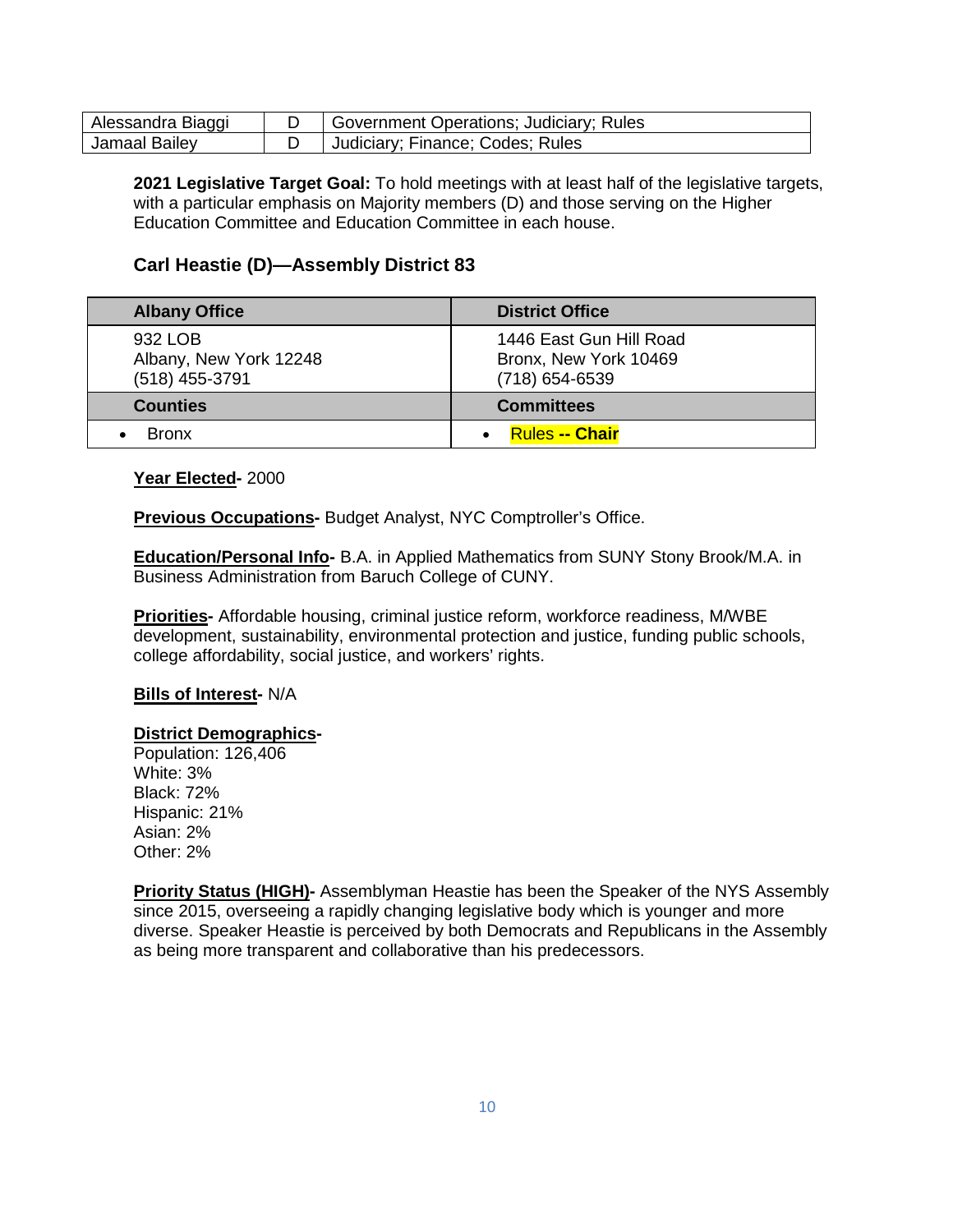| Alessandra Biaggi | D | Government Operations; Judiciary; Rules |
|---|---|---|
| Jamaal Bailey | D | Judiciary; Finance; Codes; Rules |

**2021 Legislative Target Goal:** To hold meetings with at least half of the legislative targets, with a particular emphasis on Majority members (D) and those serving on the Higher Education Committee and Education Committee in each house.

### Carl Heastie (D)—Assembly District 83

| Albany Office | District Office |
|---|---|
| 932 LOB<br>Albany, New York 12248<br>(518) 455-3791 | 1446 East Gun Hill Road<br>Bronx, New York 10469<br>(718) 654-6539 |
| **Counties** | **Committees** |
| • Bronx | • Rules **-- Chair** |

**Year Elected-** 2000

**Previous Occupations-** Budget Analyst, NYC Comptroller's Office.

**Education/Personal Info-** B.A. in Applied Mathematics from SUNY Stony Brook/M.A. in Business Administration from Baruch College of CUNY.

**Priorities-** Affordable housing, criminal justice reform, workforce readiness, M/WBE development, sustainability, environmental protection and justice, funding public schools, college affordability, social justice, and workers' rights.

**Bills of Interest-** N/A

**District Demographics-**
Population: 126,406
White: 3%
Black: 72%
Hispanic: 21%
Asian: 2%
Other: 2%

**Priority Status (HIGH)-** Assemblyman Heastie has been the Speaker of the NYS Assembly since 2015, overseeing a rapidly changing legislative body which is younger and more diverse. Speaker Heastie is perceived by both Democrats and Republicans in the Assembly as being more transparent and collaborative than his predecessors.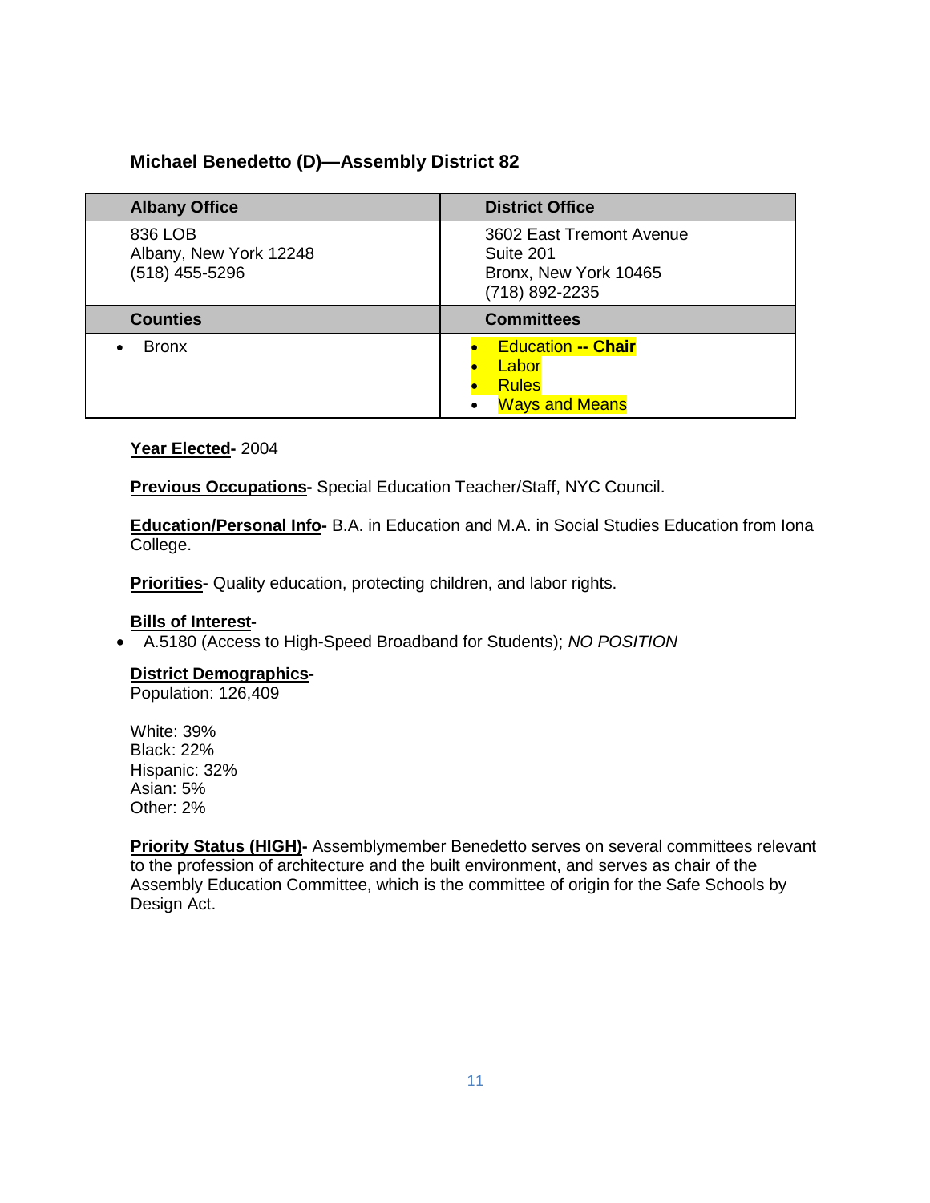## Michael Benedetto (D)—Assembly District 82

| Albany Office | District Office |
| --- | --- |
| 836 LOB<br>Albany, New York 12248<br>(518) 455-5296 | 3602 East Tremont Avenue<br>Suite 201<br>Bronx, New York 10465<br>(718) 892-2235 |
| **Counties** | **Committees** |
| • Bronx | • Education -- **Chair**<br>• Labor<br>• Rules<br>• Ways and Means |

**Year Elected-** 2004

**Previous Occupations-** Special Education Teacher/Staff, NYC Council.

**Education/Personal Info-** B.A. in Education and M.A. in Social Studies Education from Iona College.

**Priorities-** Quality education, protecting children, and labor rights.

**Bills of Interest-**

- A.5180 (Access to High-Speed Broadband for Students); *NO POSITION*

**District Demographics-**
Population: 126,409

White: 39%
Black: 22%
Hispanic: 32%
Asian: 5%
Other: 2%

**Priority Status (HIGH)-** Assemblymember Benedetto serves on several committees relevant to the profession of architecture and the built environment, and serves as chair of the Assembly Education Committee, which is the committee of origin for the Safe Schools by Design Act.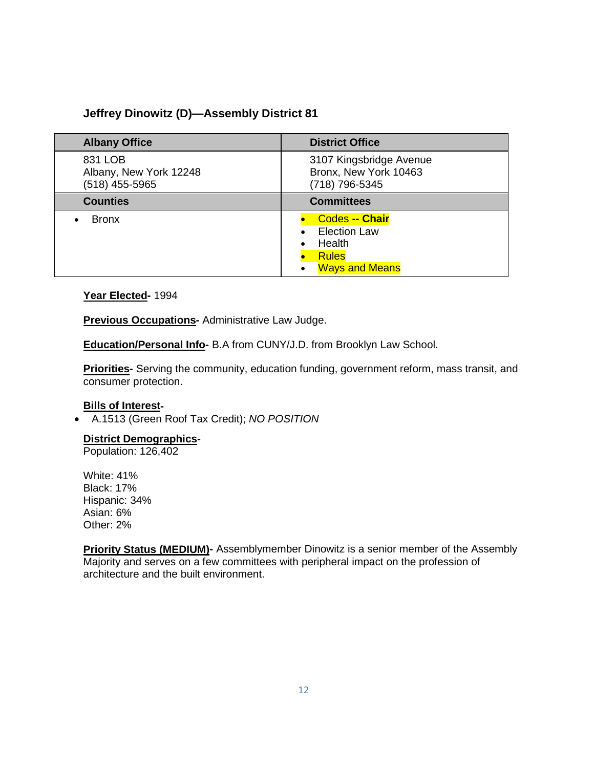### Jeffrey Dinowitz (D)—Assembly District 81

| Albany Office | District Office |
|---|---|
| 831 LOB<br>Albany, New York 12248<br>(518) 455-5965 | 3107 Kingsbridge Avenue<br>Bronx, New York 10463<br>(718) 796-5345 |
| **Counties** | **Committees** |
| • Bronx | • Codes -- **Chair**<br>• Election Law<br>• Health<br>• Rules<br>• Ways and Means |

**Year Elected-** 1994

**Previous Occupations-** Administrative Law Judge.

**Education/Personal Info-** B.A from CUNY/J.D. from Brooklyn Law School.

**Priorities-** Serving the community, education funding, government reform, mass transit, and consumer protection.

**Bills of Interest-**

- A.1513 (Green Roof Tax Credit); *NO POSITION*

**District Demographics-**
Population: 126,402

White: 41%
Black: 17%
Hispanic: 34%
Asian: 6%
Other: 2%

**Priority Status (MEDIUM)-** Assemblymember Dinowitz is a senior member of the Assembly Majority and serves on a few committees with peripheral impact on the profession of architecture and the built environment.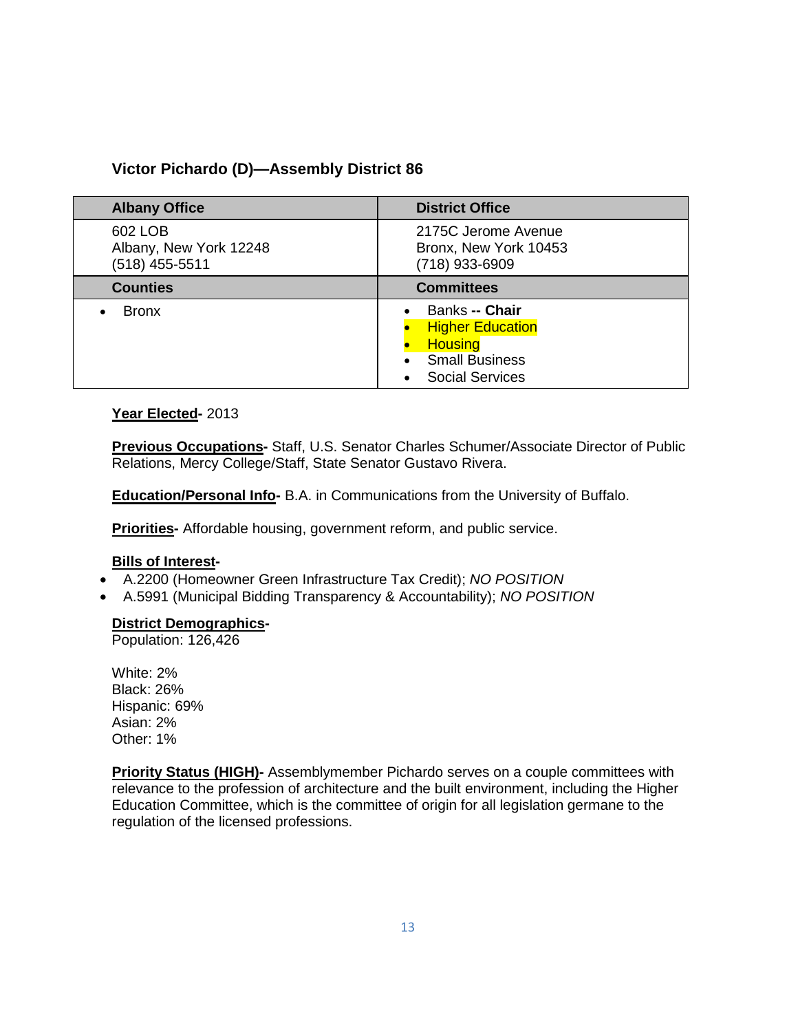### Victor Pichardo (D)—Assembly District 86

| Albany Office | District Office |
| --- | --- |
| 602 LOB<br>Albany, New York 12248<br>(518) 455-5511 | 2175C Jerome Avenue<br>Bronx, New York 10453<br>(718) 933-6909 |
| **Counties** | **Committees** |
| • Bronx | • Banks **-- Chair**<br>• Higher Education<br>• Housing<br>• Small Business<br>• Social Services |

**Year Elected-** 2013

**Previous Occupations-** Staff, U.S. Senator Charles Schumer/Associate Director of Public Relations, Mercy College/Staff, State Senator Gustavo Rivera.

**Education/Personal Info-** B.A. in Communications from the University of Buffalo.

**Priorities-** Affordable housing, government reform, and public service.

**Bills of Interest-**

- A.2200 (Homeowner Green Infrastructure Tax Credit); *NO POSITION*
- A.5991 (Municipal Bidding Transparency & Accountability); *NO POSITION*

**District Demographics-**
Population: 126,426

White: 2%
Black: 26%
Hispanic: 69%
Asian: 2%
Other: 1%

**Priority Status (HIGH)-** Assemblymember Pichardo serves on a couple committees with relevance to the profession of architecture and the built environment, including the Higher Education Committee, which is the committee of origin for all legislation germane to the regulation of the licensed professions.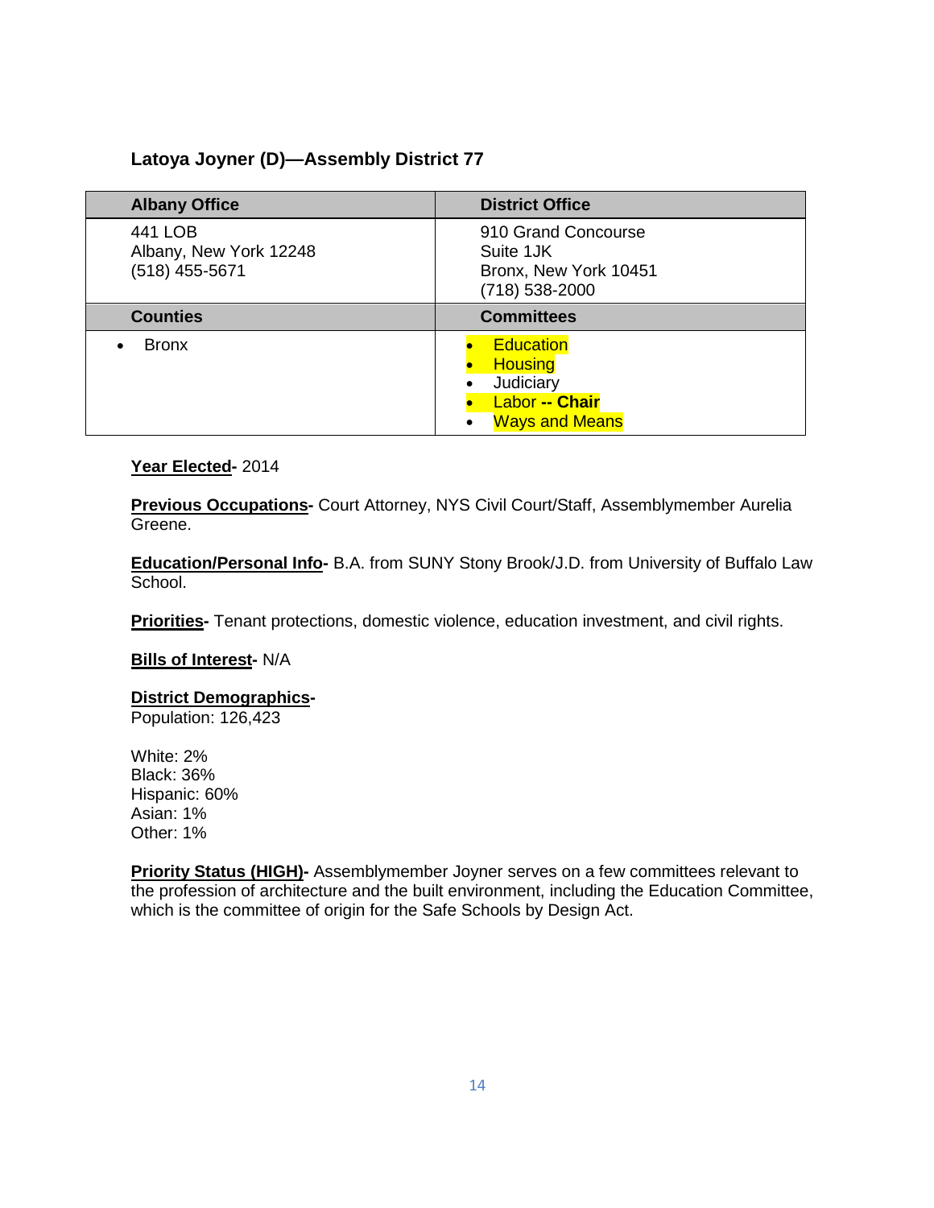### Latoya Joyner (D)—Assembly District 77

| Albany Office | District Office |
|---|---|
| 441 LOB<br>Albany, New York 12248<br>(518) 455-5671 | 910 Grand Concourse<br>Suite 1JK<br>Bronx, New York 10451<br>(718) 538-2000 |
| **Counties** | **Committees** |
| • Bronx | • Education<br>• Housing<br>• Judiciary<br>• Labor **-- Chair**<br>• Ways and Means |

**Year Elected-** 2014

**Previous Occupations-** Court Attorney, NYS Civil Court/Staff, Assemblymember Aurelia Greene.

**Education/Personal Info-** B.A. from SUNY Stony Brook/J.D. from University of Buffalo Law School.

**Priorities-** Tenant protections, domestic violence, education investment, and civil rights.

**Bills of Interest-** N/A

**District Demographics-**
Population: 126,423

White: 2%
Black: 36%
Hispanic: 60%
Asian: 1%
Other: 1%

**Priority Status (HIGH)-** Assemblymember Joyner serves on a few committees relevant to the profession of architecture and the built environment, including the Education Committee, which is the committee of origin for the Safe Schools by Design Act.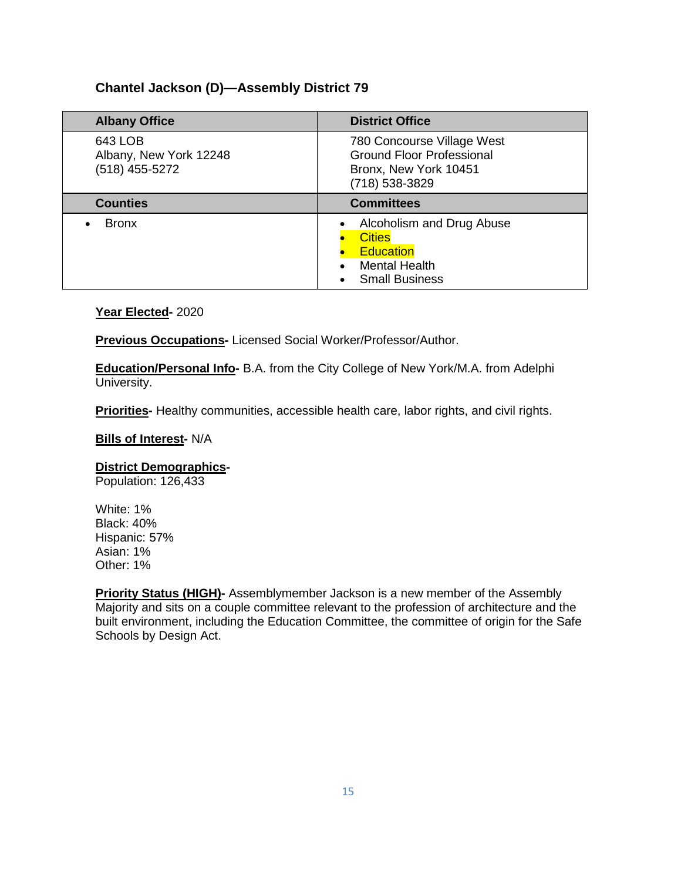## Chantel Jackson (D)—Assembly District 79

| Albany Office | District Office |
| --- | --- |
| 643 LOB<br>Albany, New York 12248<br>(518) 455-5272 | 780 Concourse Village West<br>Ground Floor Professional<br>Bronx, New York 10451<br>(718) 538-3829 |
| **Counties** | **Committees** |
| • Bronx | • Alcoholism and Drug Abuse<br>• Cities<br>• Education<br>• Mental Health<br>• Small Business |

**Year Elected-** 2020

**Previous Occupations-** Licensed Social Worker/Professor/Author.

**Education/Personal Info-** B.A. from the City College of New York/M.A. from Adelphi University.

**Priorities-** Healthy communities, accessible health care, labor rights, and civil rights.

**Bills of Interest-** N/A

**District Demographics-**
Population: 126,433

White: 1%
Black: 40%
Hispanic: 57%
Asian: 1%
Other: 1%

**Priority Status (HIGH)-** Assemblymember Jackson is a new member of the Assembly Majority and sits on a couple committee relevant to the profession of architecture and the built environment, including the Education Committee, the committee of origin for the Safe Schools by Design Act.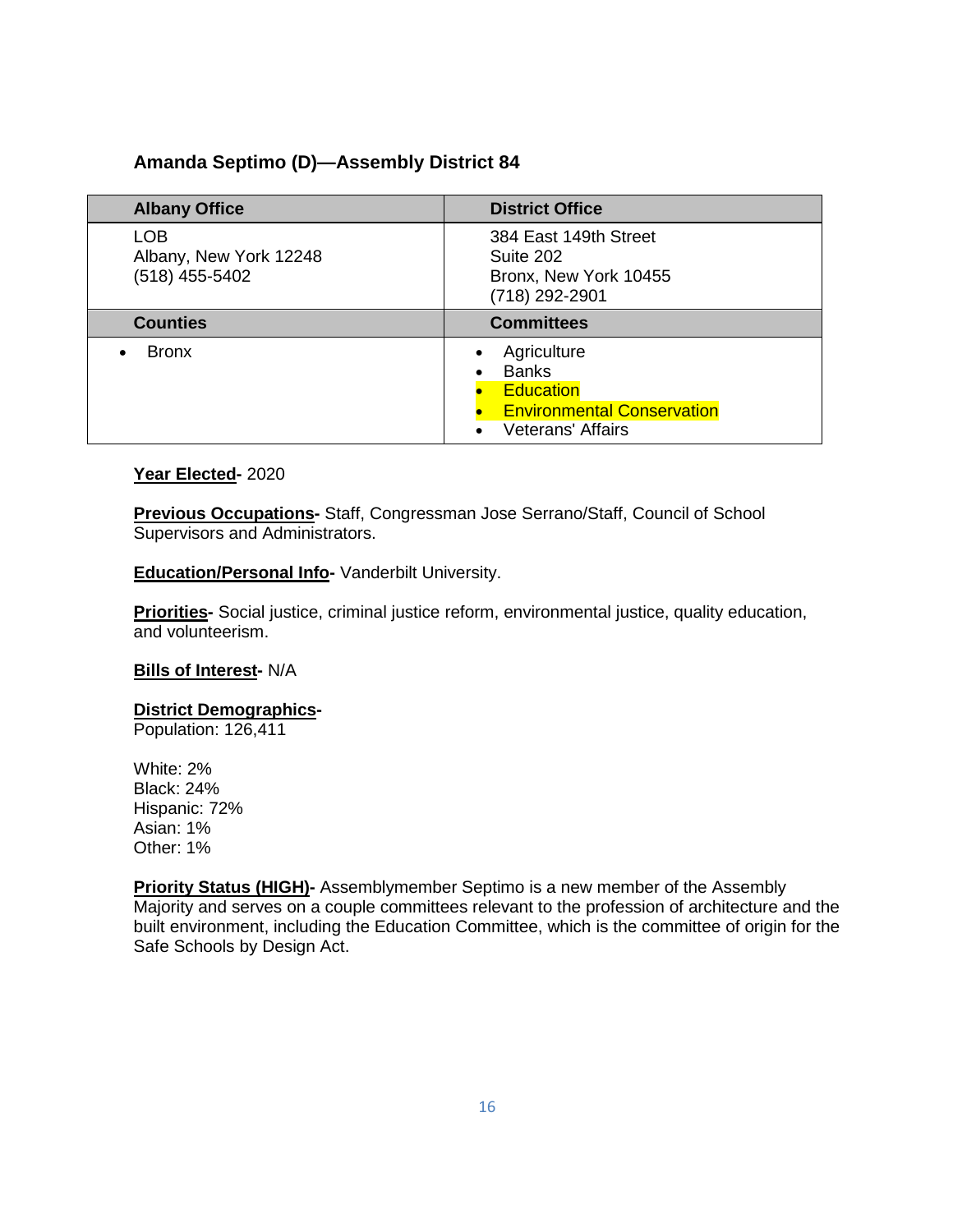### Amanda Septimo (D)—Assembly District 84

| Albany Office | District Office |
|---|---|
| LOB<br>Albany, New York 12248<br>(518) 455-5402 | 384 East 149th Street<br>Suite 202<br>Bronx, New York 10455<br>(718) 292-2901 |
| **Counties** | **Committees** |
| • Bronx | • Agriculture<br>• Banks<br>• Education<br>• Environmental Conservation<br>• Veterans' Affairs |

**Year Elected-** 2020

**Previous Occupations-** Staff, Congressman Jose Serrano/Staff, Council of School Supervisors and Administrators.

**Education/Personal Info-** Vanderbilt University.

**Priorities-** Social justice, criminal justice reform, environmental justice, quality education, and volunteerism.

**Bills of Interest-** N/A

**District Demographics-**
Population: 126,411

White: 2%
Black: 24%
Hispanic: 72%
Asian: 1%
Other: 1%

**Priority Status (HIGH)-** Assemblymember Septimo is a new member of the Assembly Majority and serves on a couple committees relevant to the profession of architecture and the built environment, including the Education Committee, which is the committee of origin for the Safe Schools by Design Act.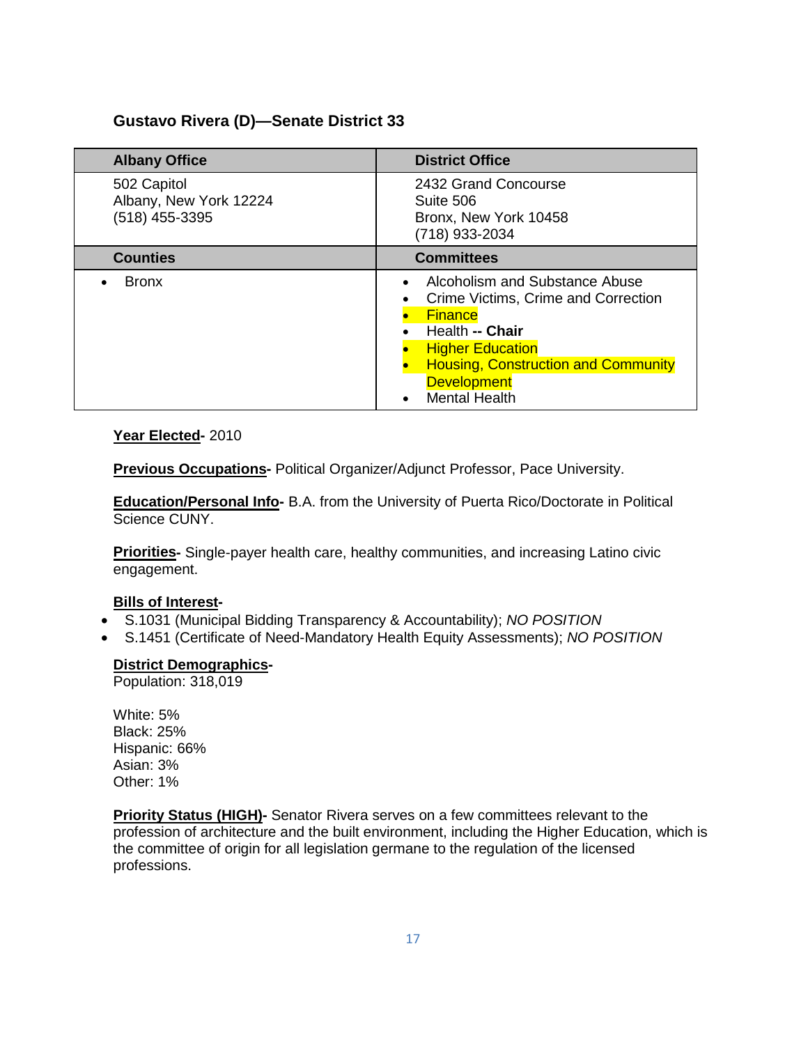### Gustavo Rivera (D)—Senate District 33

| Albany Office | District Office |
|---|---|
| 502 Capitol<br>Albany, New York 12224<br>(518) 455-3395 | 2432 Grand Concourse<br>Suite 506<br>Bronx, New York 10458<br>(718) 933-2034 |
| **Counties** | **Committees** |
| • Bronx | • Alcoholism and Substance Abuse<br>• Crime Victims, Crime and Correction<br>• Finance<br>• Health -- **Chair**<br>• Higher Education<br>• Housing, Construction and Community Development<br>• Mental Health |

**Year Elected-** 2010

**Previous Occupations-** Political Organizer/Adjunct Professor, Pace University.

**Education/Personal Info-** B.A. from the University of Puerta Rico/Doctorate in Political Science CUNY.

**Priorities-** Single-payer health care, healthy communities, and increasing Latino civic engagement.

**Bills of Interest-**

- S.1031 (Municipal Bidding Transparency & Accountability); *NO POSITION*
- S.1451 (Certificate of Need-Mandatory Health Equity Assessments); *NO POSITION*

**District Demographics-**
Population: 318,019

White: 5%
Black: 25%
Hispanic: 66%
Asian: 3%
Other: 1%

**Priority Status (HIGH)-** Senator Rivera serves on a few committees relevant to the profession of architecture and the built environment, including the Higher Education, which is the committee of origin for all legislation germane to the regulation of the licensed professions.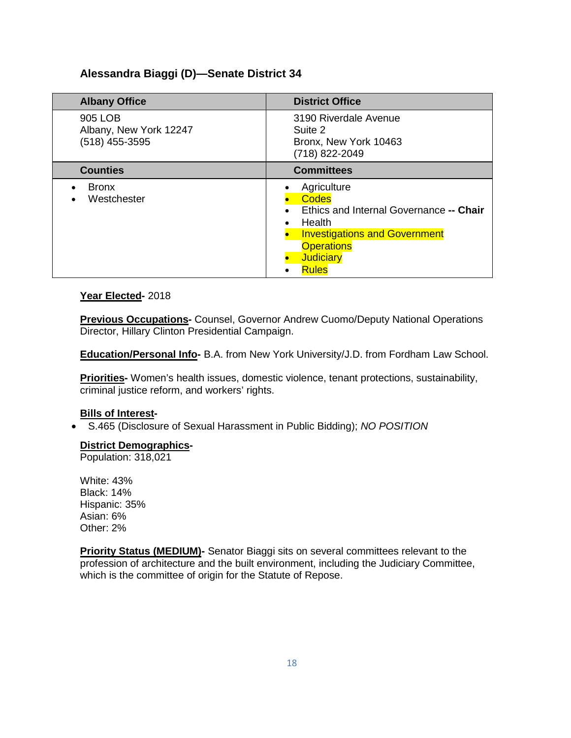## Alessandra Biaggi (D)—Senate District 34

| Albany Office | District Office |
|---|---|
| 905 LOB<br>Albany, New York 12247<br>(518) 455-3595 | 3190 Riverdale Avenue<br>Suite 2<br>Bronx, New York 10463<br>(718) 822-2049 |
| **Counties** | **Committees** |
| • Bronx<br>• Westchester | • Agriculture<br>• Codes<br>• Ethics and Internal Governance **-- Chair**<br>• Health<br>• Investigations and Government Operations<br>• Judiciary<br>• Rules |

**Year Elected-** 2018

**Previous Occupations-** Counsel, Governor Andrew Cuomo/Deputy National Operations Director, Hillary Clinton Presidential Campaign.

**Education/Personal Info-** B.A. from New York University/J.D. from Fordham Law School.

**Priorities-** Women's health issues, domestic violence, tenant protections, sustainability, criminal justice reform, and workers' rights.

**Bills of Interest-**

- S.465 (Disclosure of Sexual Harassment in Public Bidding); *NO POSITION*

**District Demographics-**
Population: 318,021

White: 43%
Black: 14%
Hispanic: 35%
Asian: 6%
Other: 2%

**Priority Status (MEDIUM)-** Senator Biaggi sits on several committees relevant to the profession of architecture and the built environment, including the Judiciary Committee, which is the committee of origin for the Statute of Repose.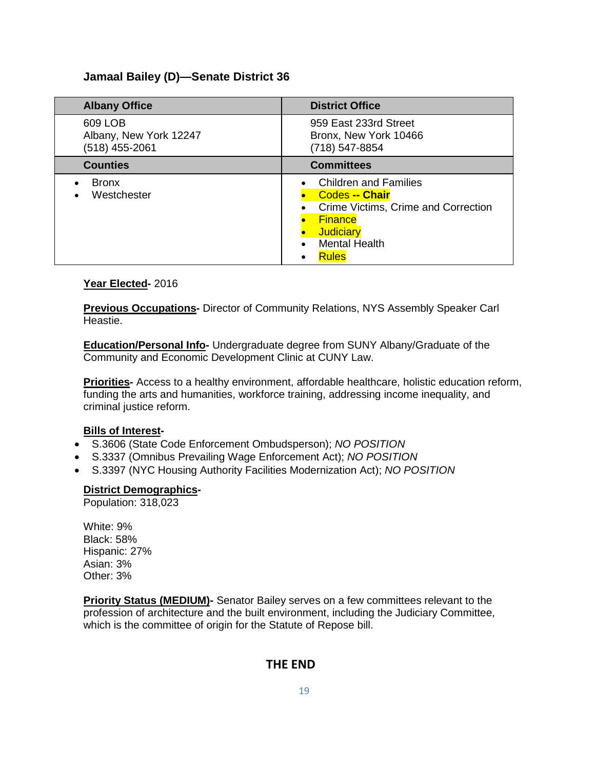### Jamaal Bailey (D)—Senate District 36

| Albany Office | District Office |
|---|---|
| 609 LOB<br>Albany, New York 12247<br>(518) 455-2061 | 959 East 233rd Street<br>Bronx, New York 10466<br>(718) 547-8854 |
| **Counties** | **Committees** |
| • Bronx<br>• Westchester | • Children and Families<br>• Codes **-- Chair**<br>• Crime Victims, Crime and Correction<br>• Finance<br>• Judiciary<br>• Mental Health<br>• Rules |

**Year Elected-** 2016

**Previous Occupations-** Director of Community Relations, NYS Assembly Speaker Carl Heastie.

**Education/Personal Info-** Undergraduate degree from SUNY Albany/Graduate of the Community and Economic Development Clinic at CUNY Law.

**Priorities-** Access to a healthy environment, affordable healthcare, holistic education reform, funding the arts and humanities, workforce training, addressing income inequality, and criminal justice reform.

**Bills of Interest-**

- S.3606 (State Code Enforcement Ombudsperson); *NO POSITION*
- S.3337 (Omnibus Prevailing Wage Enforcement Act); *NO POSITION*
- S.3397 (NYC Housing Authority Facilities Modernization Act); *NO POSITION*

**District Demographics-**
Population: 318,023

White: 9%
Black: 58%
Hispanic: 27%
Asian: 3%
Other: 3%

**Priority Status (MEDIUM)-** Senator Bailey serves on a few committees relevant to the profession of architecture and the built environment, including the Judiciary Committee, which is the committee of origin for the Statute of Repose bill.

**THE END**